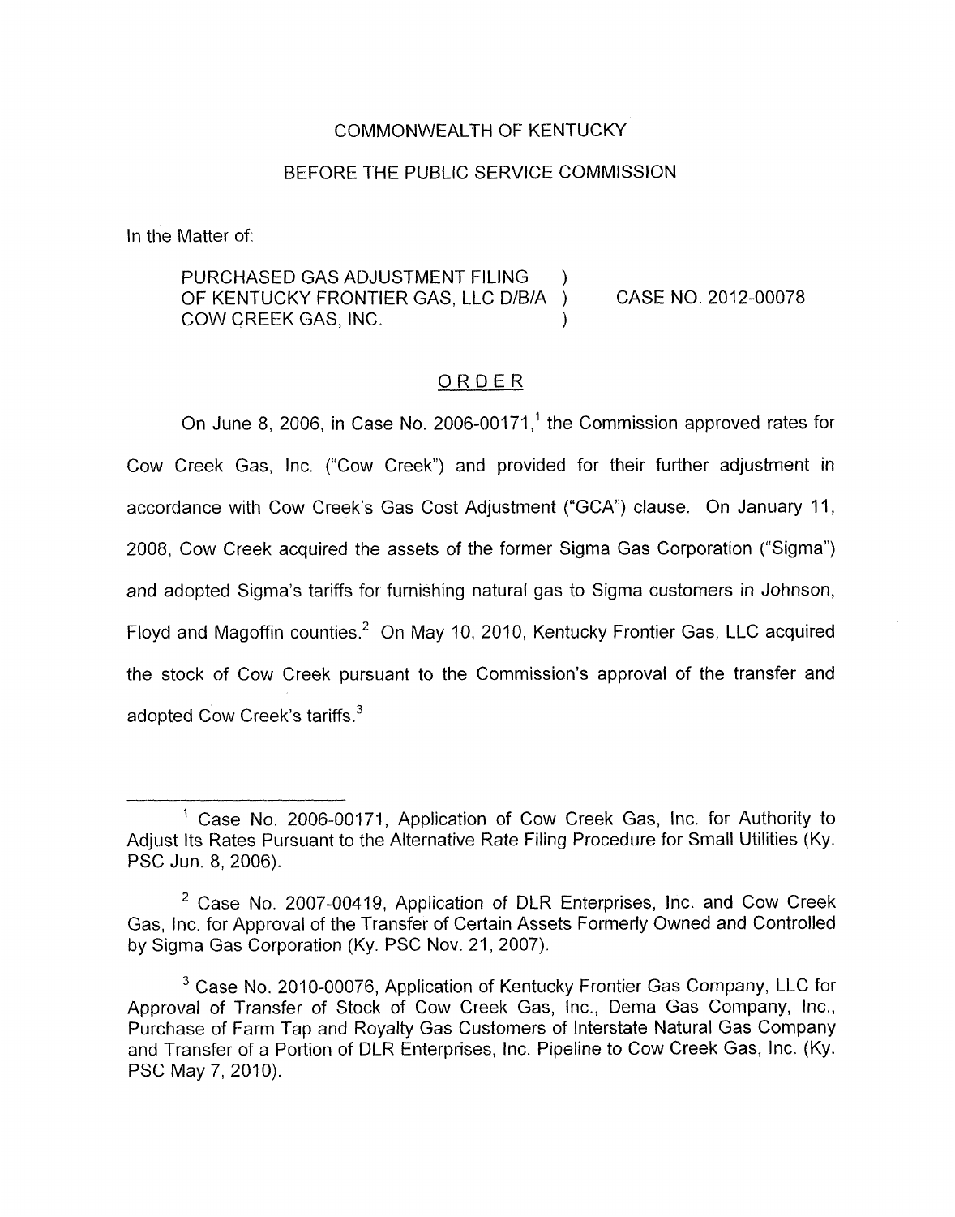COMMONWEALTH OF KENTUCKY

BEFORE THE PUBLIC SERVICE COMMISSION

In the Matter of:

PURCHASED GAS ADJUSTMENT FILING OF KENTUCKY FRONTIER GAS, LLC D/B/A COW CREEK GAS, INC. ) CASE NO. 2012-00078

## ORDER

On June 8, 2006, in Case No. 2006-00171,[1] the Commission approved rates for Cow Creek Gas, Inc. ("Cow Creek") and provided for their further adjustment in accordance with Cow Creek's Gas Cost Adjustment ("GCA") clause. On January 11, 2008, Cow Creek acquired the assets of the former Sigma Gas Corporation ("Sigma") and adopted Sigma's tariffs for furnishing natural gas to Sigma customers in Johnson, Floyd and Magoffin counties.[2] On May 10, 2010, Kentucky Frontier Gas, LLC acquired the stock of Cow Creek pursuant to the Commission's approval of the transfer and adopted Cow Creek's tariffs.[3]

---

[1] Case No. 2006-00171, Application of Cow Creek Gas, Inc. for Authority to Adjust Its Rates Pursuant to the Alternative Rate Filing Procedure for Small Utilities (Ky. PSC Jun. 8, 2006).

[2] Case No. 2007-00419, Application of DLR Enterprises, Inc. and Cow Creek Gas, Inc. for Approval of the Transfer of Certain Assets Formerly Owned and Controlled by Sigma Gas Corporation (Ky. PSC Nov. 21, 2007).

[3] Case No. 2010-00076, Application of Kentucky Frontier Gas Company, LLC for Approval of Transfer of Stock of Cow Creek Gas, Inc., Dema Gas Company, Inc., Purchase of Farm Tap and Royalty Gas Customers of Interstate Natural Gas Company and Transfer of a Portion of DLR Enterprises, Inc. Pipeline to Cow Creek Gas, Inc. (Ky. PSC May 7, 2010).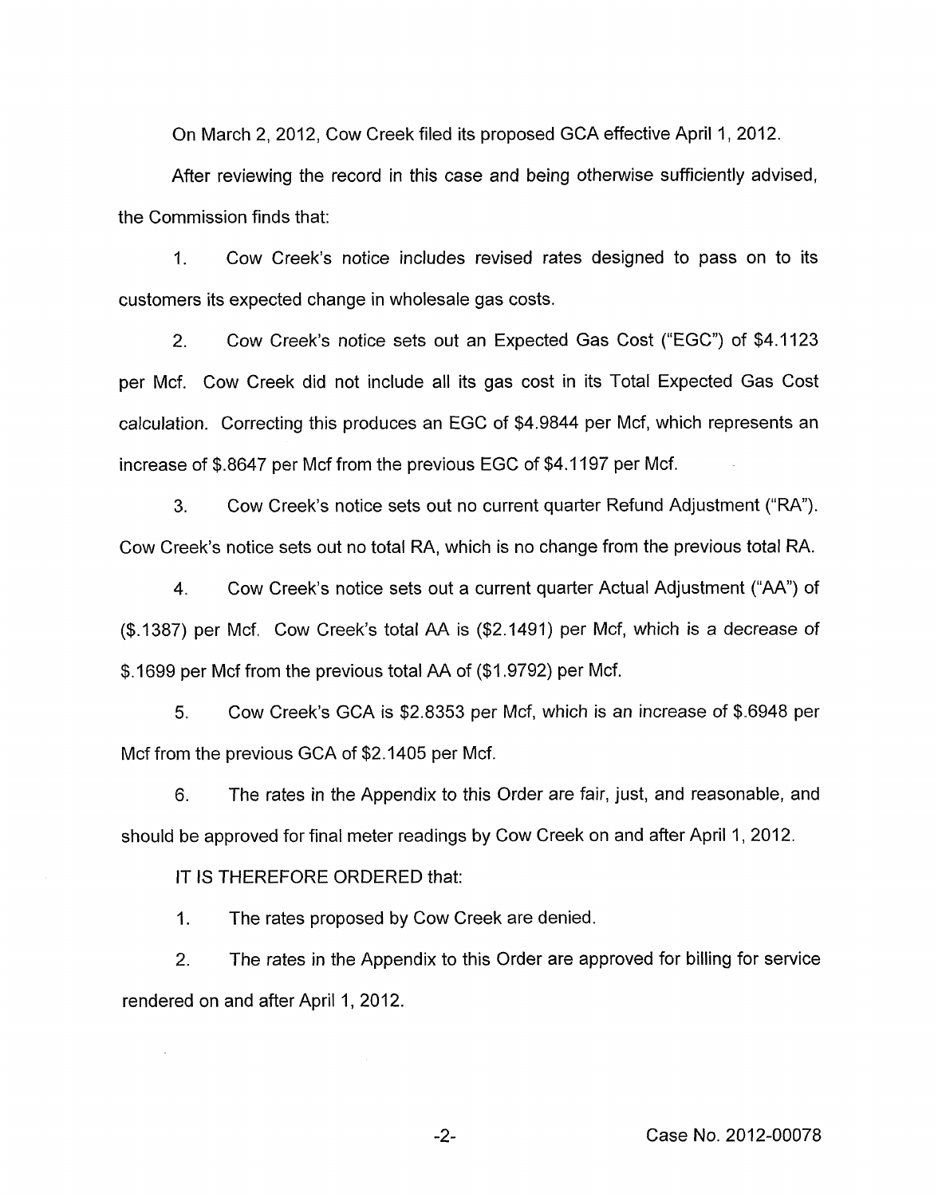On March 2, 2012, Cow Creek filed its proposed GCA effective April 1, 2012.

After reviewing the record in this case and being otherwise sufficiently advised, the Commission finds that:

1. Cow Creek's notice includes revised rates designed to pass on to its customers its expected change in wholesale gas costs.

2. Cow Creek's notice sets out an Expected Gas Cost ("EGC") of $4.1123 per Mcf. Cow Creek did not include all its gas cost in its Total Expected Gas Cost calculation. Correcting this produces an EGC of $4.9844 per Mcf, which represents an increase of $.8647 per Mcf from the previous EGC of $4.1197 per Mcf.

3. Cow Creek's notice sets out no current quarter Refund Adjustment ("RA"). Cow Creek's notice sets out no total RA, which is no change from the previous total RA.

4. Cow Creek's notice sets out a current quarter Actual Adjustment ("AA") of ($.1387) per Mcf. Cow Creek's total AA is ($2.1491) per Mcf, which is a decrease of $.1699 per Mcf from the previous total AA of ($1.9792) per Mcf.

5. Cow Creek's GCA is $2.8353 per Mcf, which is an increase of $.6948 per Mcf from the previous GCA of $2.1405 per Mcf.

6. The rates in the Appendix to this Order are fair, just, and reasonable, and should be approved for final meter readings by Cow Creek on and after April 1, 2012.

IT IS THEREFORE ORDERED that:

1. The rates proposed by Cow Creek are denied.

2. The rates in the Appendix to this Order are approved for billing for service rendered on and after April 1, 2012.

Case No. 2012-00078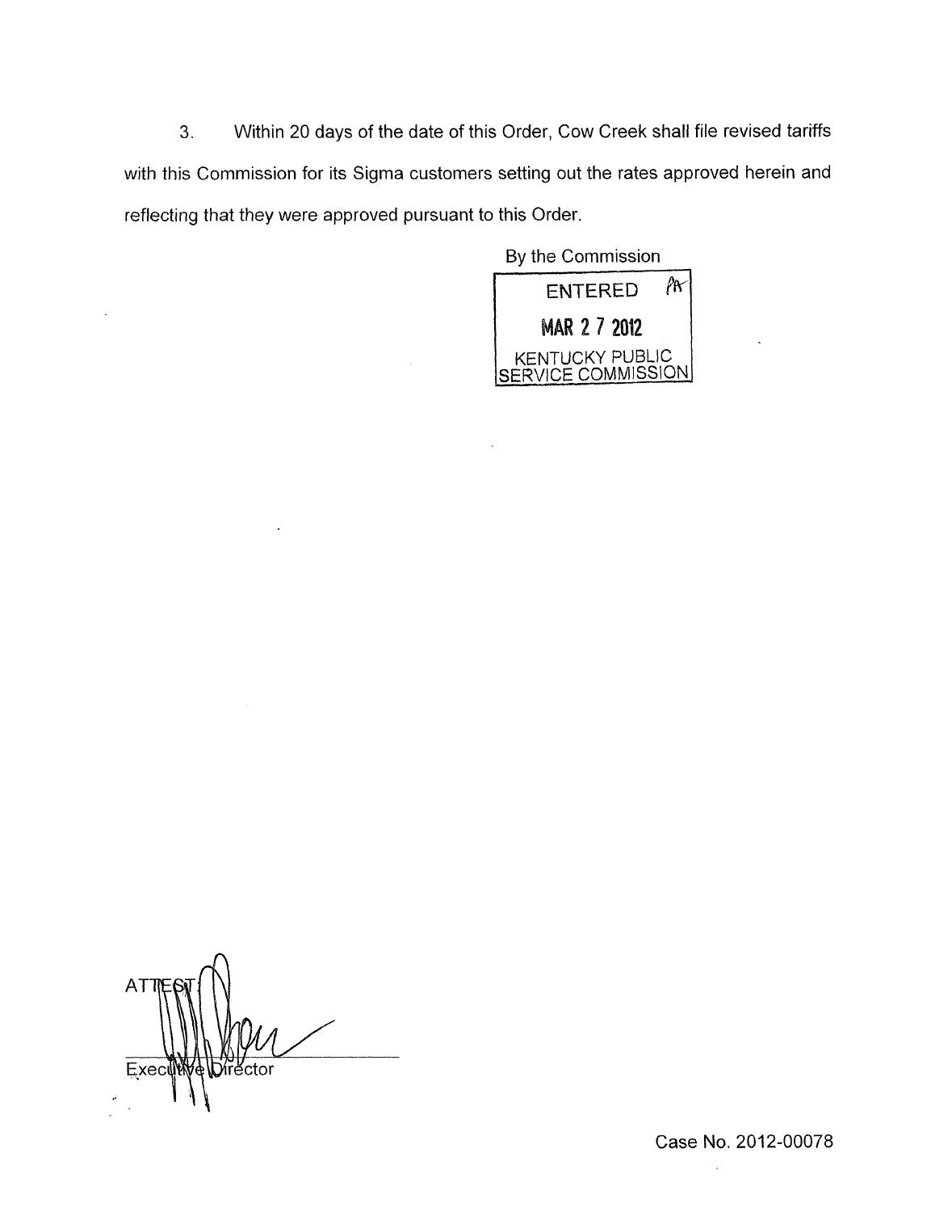3. Within 20 days of the date of this Order, Cow Creek shall file revised tariffs with this Commission for its Sigma customers setting out the rates approved herein and reflecting that they were approved pursuant to this Order.

By the Commission

ENTERED
MAR 27 2012
KENTUCKY PUBLIC SERVICE COMMISSION

ATTEST:

Executive Director

Case No. 2012-00078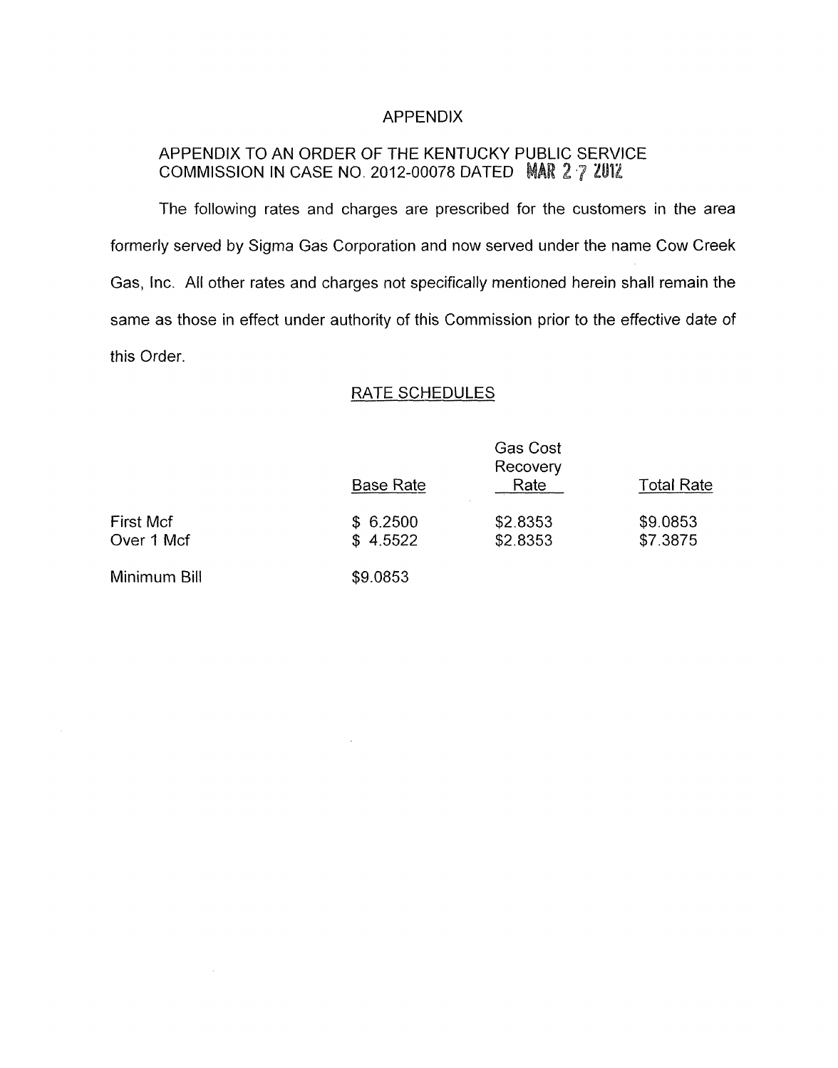# APPENDIX

## APPENDIX TO AN ORDER OF THE KENTUCKY PUBLIC SERVICE COMMISSION IN CASE NO. 2012-00078 DATED MAR 2 7 2012

The following rates and charges are prescribed for the customers in the area formerly served by Sigma Gas Corporation and now served under the name Cow Creek Gas, Inc. All other rates and charges not specifically mentioned herein shall remain the same as those in effect under authority of this Commission prior to the effective date of this Order.

### RATE SCHEDULES

| | Base Rate | Gas Cost Recovery Rate | Total Rate |
|---|---|---|---|
| First Mcf | $ 6.2500 | $2.8353 | $9.0853 |
| Over 1 Mcf | $ 4.5522 | $2.8353 | $7.3875 |
| Minimum Bill | $9.0853 | | |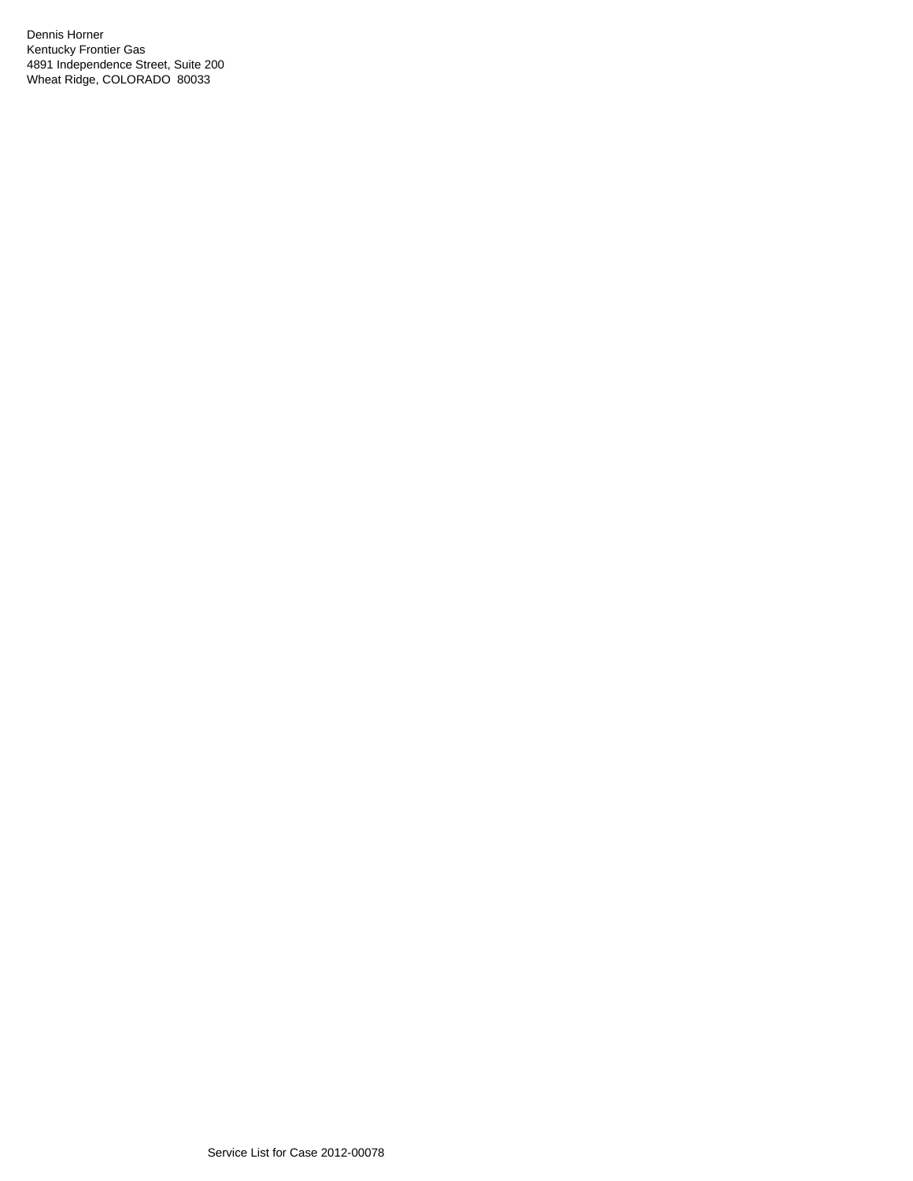Dennis Horner
Kentucky Frontier Gas
4891 Independence Street, Suite 200
Wheat Ridge, COLORADO  80033